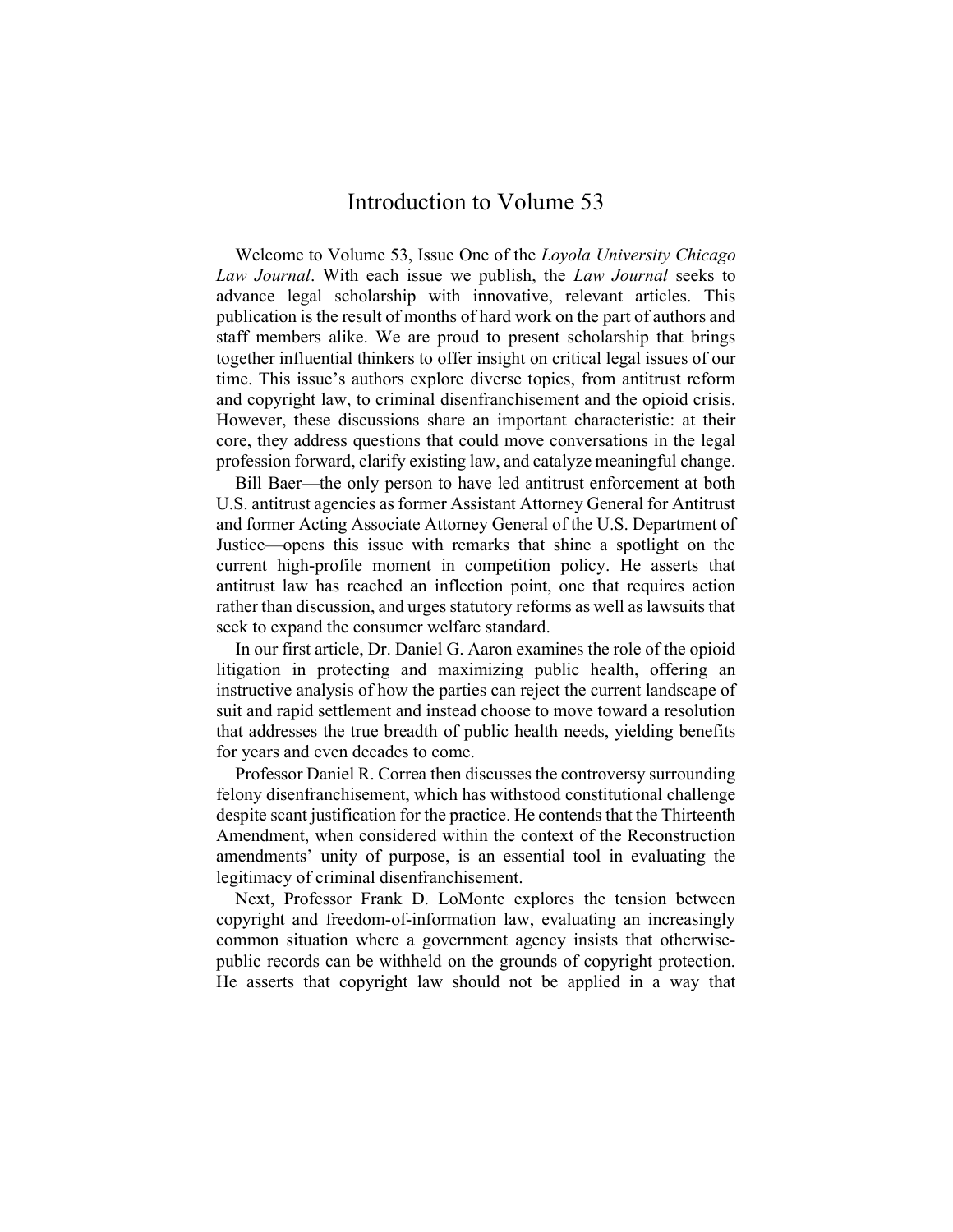# Introduction to Volume 53

Welcome to Volume 53, Issue One of the *Loyola University Chicago Law Journal*. With each issue we publish, the *Law Journal* seeks to advance legal scholarship with innovative, relevant articles. This publication is the result of months of hard work on the part of authors and staff members alike. We are proud to present scholarship that brings together influential thinkers to offer insight on critical legal issues of our time. This issue's authors explore diverse topics, from antitrust reform and copyright law, to criminal disenfranchisement and the opioid crisis. However, these discussions share an important characteristic: at their core, they address questions that could move conversations in the legal profession forward, clarify existing law, and catalyze meaningful change.

Bill Baer—the only person to have led antitrust enforcement at both U.S. antitrust agencies as former Assistant Attorney General for Antitrust and former Acting Associate Attorney General of the U.S. Department of Justice—opens this issue with remarks that shine a spotlight on the current high-profile moment in competition policy. He asserts that antitrust law has reached an inflection point, one that requires action rather than discussion, and urges statutory reforms as well as lawsuits that seek to expand the consumer welfare standard.

In our first article, Dr. Daniel G. Aaron examines the role of the opioid litigation in protecting and maximizing public health, offering an instructive analysis of how the parties can reject the current landscape of suit and rapid settlement and instead choose to move toward a resolution that addresses the true breadth of public health needs, yielding benefits for years and even decades to come.

Professor Daniel R. Correa then discusses the controversy surrounding felony disenfranchisement, which has withstood constitutional challenge despite scant justification for the practice. He contends that the Thirteenth Amendment, when considered within the context of the Reconstruction amendments' unity of purpose, is an essential tool in evaluating the legitimacy of criminal disenfranchisement.

Next, Professor Frank D. LoMonte explores the tension between copyright and freedom-of-information law, evaluating an increasingly common situation where a government agency insists that otherwise-public records can be withheld on the grounds of copyright protection. He asserts that copyright law should not be applied in a way that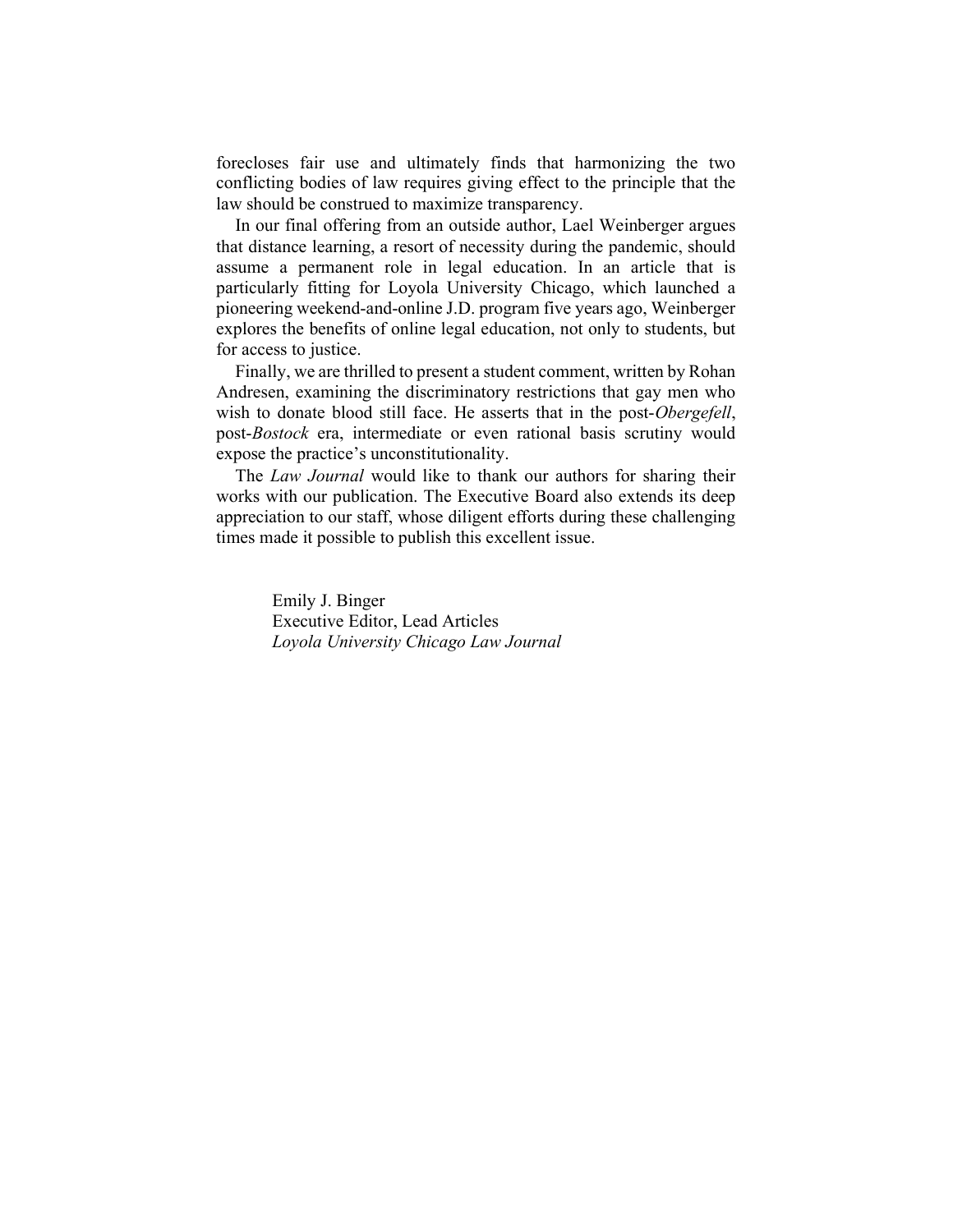forecloses fair use and ultimately finds that harmonizing the two conflicting bodies of law requires giving effect to the principle that the law should be construed to maximize transparency.

In our final offering from an outside author, Lael Weinberger argues that distance learning, a resort of necessity during the pandemic, should assume a permanent role in legal education. In an article that is particularly fitting for Loyola University Chicago, which launched a pioneering weekend-and-online J.D. program five years ago, Weinberger explores the benefits of online legal education, not only to students, but for access to justice.

Finally, we are thrilled to present a student comment, written by Rohan Andresen, examining the discriminatory restrictions that gay men who wish to donate blood still face. He asserts that in the post-*Obergefell*, post-*Bostock* era, intermediate or even rational basis scrutiny would expose the practice's unconstitutionality.

The *Law Journal* would like to thank our authors for sharing their works with our publication. The Executive Board also extends its deep appreciation to our staff, whose diligent efforts during these challenging times made it possible to publish this excellent issue.

Emily J. Binger
Executive Editor, Lead Articles
*Loyola University Chicago Law Journal*